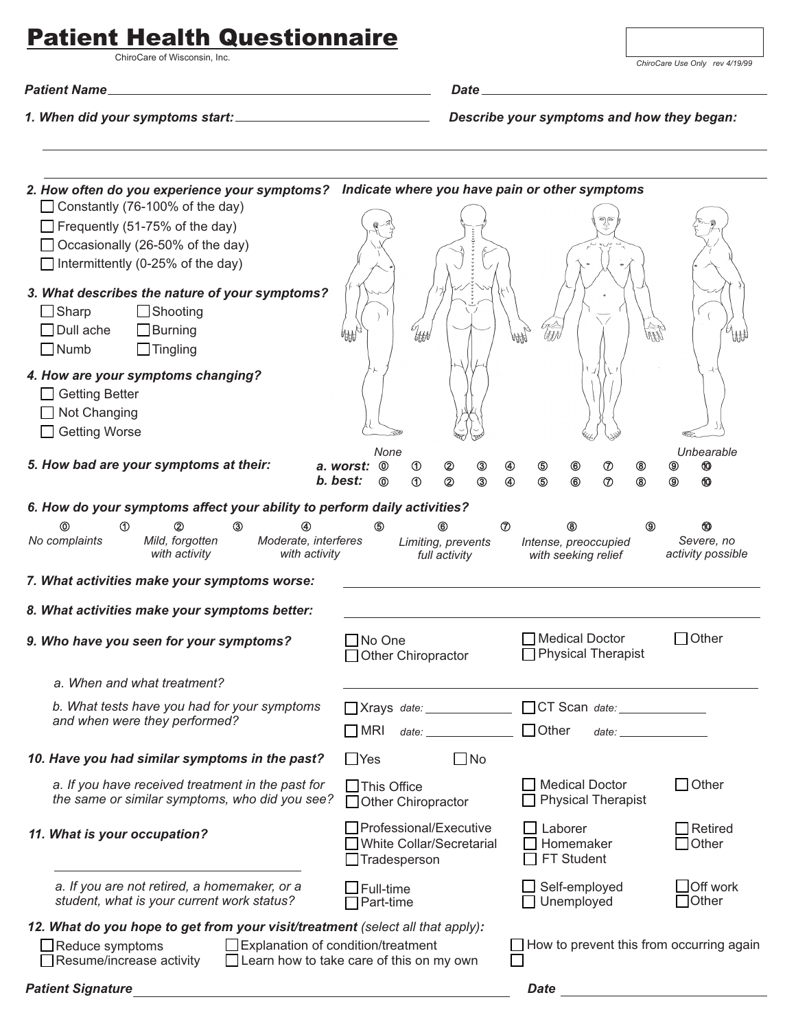# Patient Health Questionnaire

ChiroCare of Wisconsin, Inc.

ChiroCare Use Only rev 4/19/99

***Patient Name*** ______________________ ***Date*** ______________________

***1. When did your symptoms start:*** ______________________ ***Describe your symptoms and how they began:***

______________________________________________

______________________________________________

***2. How often do you experience your symptoms?***

- ☐ Constantly (76-100% of the day)
- ☐ Frequently (51-75% of the day)
- ☐ Occasionally (26-50% of the day)
- ☐ Intermittently (0-25% of the day)

***Indicate where you have pain or other symptoms***

***3. What describes the nature of your symptoms?***

- ☐ Sharp ☐ Shooting
- ☐ Dull ache ☐ Burning
- ☐ Numb ☐ Tingling

***4. How are your symptoms changing?***

- ☐ Getting Better
- ☐ Not Changing
- ☐ Getting Worse

***5. How bad are your symptoms at their:***

| | None | | | | | | | | | | Unbearable |
|---|---|---|---|---|---|---|---|---|---|---|---|
| ***a. worst:*** | 0 | 1 | 2 | 3 | 4 | 5 | 6 | 7 | 8 | 9 | 10 |
| ***b. best:*** | 0 | 1 | 2 | 3 | 4 | 5 | 6 | 7 | 8 | 9 | 10 |

***6. How do your symptoms affect your ability to perform daily activities?***

| 0 | 1 | 2 | 3 | 4 | 5 | 6 | 7 | 8 | 9 | 10 |
|---|---|---|---|---|---|---|---|---|---|---|
| *No complaints* | | *Mild, forgotten with activity* | | *Moderate, interferes with activity* | | *Limiting, prevents full activity* | | *Intense, preoccupied with seeking relief* | | *Severe, no activity possible* |

***7. What activities make your symptoms worse:*** ______________________

***8. What activities make your symptoms better:*** ______________________

***9. Who have you seen for your symptoms?***

- ☐ No One
- ☐ Other Chiropractor
- ☐ Medical Doctor
- ☐ Physical Therapist
- ☐ Other

*a. When and what treatment?* ______________________

*b. What tests have you had for your symptoms and when were they performed?*

- ☐ Xrays *date:* __________
- ☐ CT Scan *date:* __________
- ☐ MRI *date:* __________
- ☐ Other *date:* __________

***10. Have you had similar symptoms in the past?*** ☐ Yes ☐ No

*a. If you have received treatment in the past for the same or similar symptoms, who did you see?*

- ☐ This Office
- ☐ Other Chiropractor
- ☐ Medical Doctor
- ☐ Physical Therapist
- ☐ Other

***11. What is your occupation?***

______________________

- ☐ Professional/Executive
- ☐ White Collar/Secretarial
- ☐ Tradesperson
- ☐ Laborer
- ☐ Homemaker
- ☐ FT Student
- ☐ Retired
- ☐ Other

*a. If you are not retired, a homemaker, or a student, what is your current work status?*

- ☐ Full-time
- ☐ Part-time
- ☐ Self-employed
- ☐ Unemployed
- ☐ Off work
- ☐ Other

***12. What do you hope to get from your visit/treatment*** *(select all that apply)****:***

- ☐ Reduce symptoms
- ☐ Resume/increase activity
- ☐ Explanation of condition/treatment
- ☐ Learn how to take care of this on my own
- ☐ How to prevent this from occurring again
- ☐

***Patient Signature*** ______________________ ***Date*** ______________________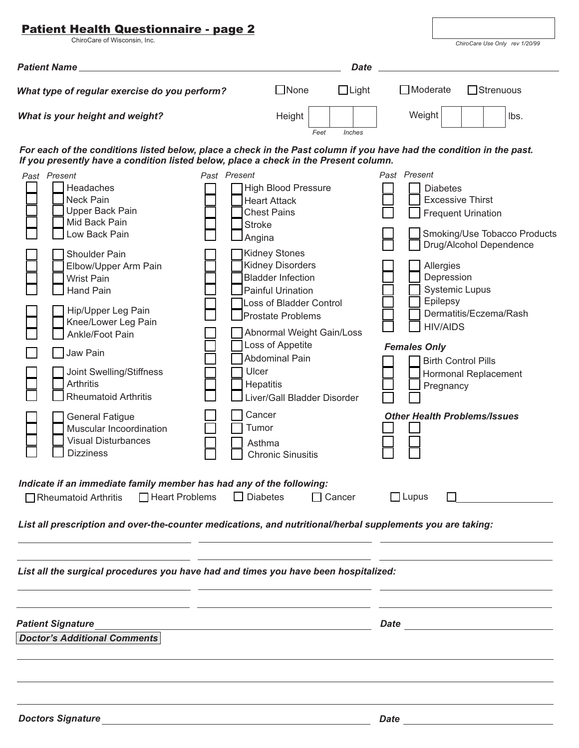## Patient Health Questionnaire - page 2

ChiroCare of Wisconsin, Inc.

ChiroCare Use Only rev 1/20/99

***Patient Name*** ______________________ ***Date*** ______________

***What type of regular exercise do you perform?*** ☐ None ☐ Light ☐ Moderate ☐ Strenuous

***What is your height and weight?*** Height ___ Feet ___ Inches Weight ___ lbs.

***For each of the conditions listed below, place a check in the Past column if you have had the condition in the past. If you presently have a condition listed below, place a check in the Present column.***

| Past | Present | Condition |
|---|---|---|
| ☐ | ☐ | Headaches |
| ☐ | ☐ | Neck Pain |
| ☐ | ☐ | Upper Back Pain |
| ☐ | ☐ | Mid Back Pain |
| ☐ | ☐ | Low Back Pain |
| ☐ | ☐ | Shoulder Pain |
| ☐ | ☐ | Elbow/Upper Arm Pain |
| ☐ | ☐ | Wrist Pain |
| ☐ | ☐ | Hand Pain |
| ☐ | ☐ | Hip/Upper Leg Pain |
| ☐ | ☐ | Knee/Lower Leg Pain |
| ☐ | ☐ | Ankle/Foot Pain |
| ☐ | ☐ | Jaw Pain |
| ☐ | ☐ | Joint Swelling/Stiffness |
| ☐ | ☐ | Arthritis |
| ☐ | ☐ | Rheumatoid Arthritis |
| ☐ | ☐ | General Fatigue |
| ☐ | ☐ | Muscular Incoordination |
| ☐ | ☐ | Visual Disturbances |
| ☐ | ☐ | Dizziness |
| ☐ | ☐ | High Blood Pressure |
| ☐ | ☐ | Heart Attack |
| ☐ | ☐ | Chest Pains |
| ☐ | ☐ | Stroke |
| ☐ | ☐ | Angina |
| ☐ | ☐ | Kidney Stones |
| ☐ | ☐ | Kidney Disorders |
| ☐ | ☐ | Bladder Infection |
| ☐ | ☐ | Painful Urination |
| ☐ | ☐ | Loss of Bladder Control |
| ☐ | ☐ | Prostate Problems |
| ☐ | ☐ | Abnormal Weight Gain/Loss |
| ☐ | ☐ | Loss of Appetite |
| ☐ | ☐ | Abdominal Pain |
| ☐ | ☐ | Ulcer |
| ☐ | ☐ | Hepatitis |
| ☐ | ☐ | Liver/Gall Bladder Disorder |
| ☐ | ☐ | Cancer |
| ☐ | ☐ | Tumor |
| ☐ | ☐ | Asthma |
| ☐ | ☐ | Chronic Sinusitis |
| ☐ | ☐ | Diabetes |
| ☐ | ☐ | Excessive Thirst |
| ☐ | ☐ | Frequent Urination |
| ☐ | ☐ | Smoking/Use Tobacco Products |
| ☐ | ☐ | Drug/Alcohol Dependence |
| ☐ | ☐ | Allergies |
| ☐ | ☐ | Depression |
| ☐ | ☐ | Systemic Lupus |
| ☐ | ☐ | Epilepsy |
| ☐ | ☐ | Dermatitis/Eczema/Rash |
| ☐ | ☐ | HIV/AIDS |

***Females Only***

| Past | Present | Condition |
|---|---|---|
| ☐ | ☐ | Birth Control Pills |
| ☐ | ☐ | Hormonal Replacement |
| ☐ | ☐ | Pregnancy |
| ☐ | ☐ | |

***Other Health Problems/Issues***

| Past | Present | Condition |
|---|---|---|
| ☐ | ☐ | |
| ☐ | ☐ | |
| ☐ | ☐ | |

***Indicate if an immediate family member has had any of the following:***

☐ Rheumatoid Arthritis ☐ Heart Problems ☐ Diabetes ☐ Cancer ☐ Lupus ☐ ______________

***List all prescription and over-the-counter medications, and nutritional/herbal supplements you are taking:***

______________________ ______________________ ______________________

______________________ ______________________ ______________________

***List all the surgical procedures you have had and times you have been hospitalized:***

______________________ ______________________ ______________________

______________________ ______________________ ______________________

***Patient Signature*** ______________________ ***Date*** ______________

***Doctor's Additional Comments***

______________________________________________________________

______________________________________________________________

______________________________________________________________

***Doctors Signature*** ______________________ ***Date*** ______________